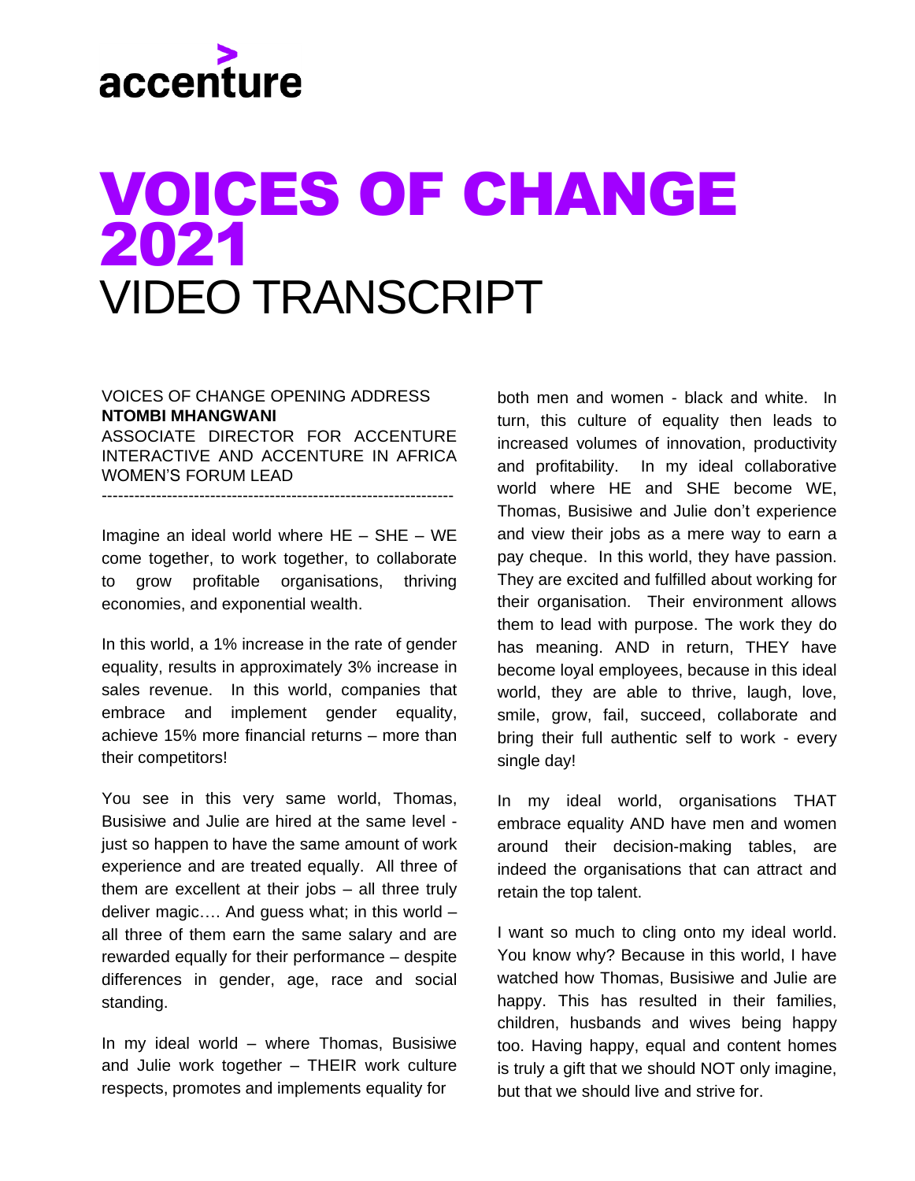accenture

# VOICES OF CHANGE 2021

# VIDEO TRANSCRIPT

VOICES OF CHANGE OPENING ADDRESS
**NTOMBI MHANGWANI**
ASSOCIATE DIRECTOR FOR ACCENTURE INTERACTIVE AND ACCENTURE IN AFRICA WOMEN'S FORUM LEAD

---

Imagine an ideal world where HE – SHE – WE come together, to work together, to collaborate to grow profitable organisations, thriving economies, and exponential wealth.

In this world, a 1% increase in the rate of gender equality, results in approximately 3% increase in sales revenue. In this world, companies that embrace and implement gender equality, achieve 15% more financial returns – more than their competitors!

You see in this very same world, Thomas, Busisiwe and Julie are hired at the same level - just so happen to have the same amount of work experience and are treated equally. All three of them are excellent at their jobs – all three truly deliver magic…. And guess what; in this world – all three of them earn the same salary and are rewarded equally for their performance – despite differences in gender, age, race and social standing.

In my ideal world – where Thomas, Busisiwe and Julie work together – THEIR work culture respects, promotes and implements equality for both men and women - black and white. In turn, this culture of equality then leads to increased volumes of innovation, productivity and profitability. In my ideal collaborative world where HE and SHE become WE, Thomas, Busisiwe and Julie don't experience and view their jobs as a mere way to earn a pay cheque. In this world, they have passion. They are excited and fulfilled about working for their organisation. Their environment allows them to lead with purpose. The work they do has meaning. AND in return, THEY have become loyal employees, because in this ideal world, they are able to thrive, laugh, love, smile, grow, fail, succeed, collaborate and bring their full authentic self to work - every single day!

In my ideal world, organisations THAT embrace equality AND have men and women around their decision-making tables, are indeed the organisations that can attract and retain the top talent.

I want so much to cling onto my ideal world. You know why? Because in this world, I have watched how Thomas, Busisiwe and Julie are happy. This has resulted in their families, children, husbands and wives being happy too. Having happy, equal and content homes is truly a gift that we should NOT only imagine, but that we should live and strive for.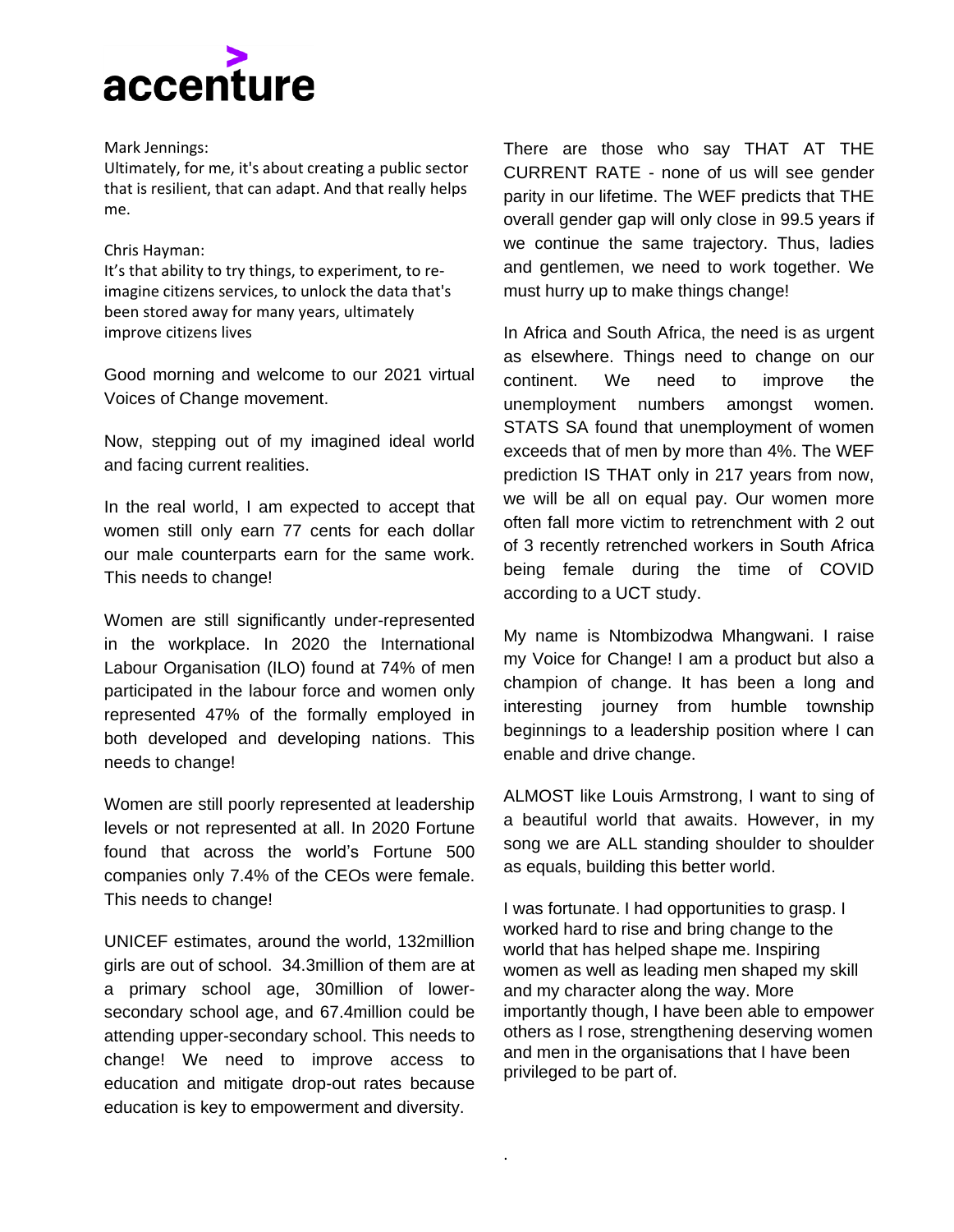Mark Jennings:
Ultimately, for me, it's about creating a public sector that is resilient, that can adapt. And that really helps me.

Chris Hayman:
It's that ability to try things, to experiment, to re-imagine citizens services, to unlock the data that's been stored away for many years, ultimately improve citizens lives

Good morning and welcome to our 2021 virtual Voices of Change movement.

Now, stepping out of my imagined ideal world and facing current realities.

In the real world, I am expected to accept that women still only earn 77 cents for each dollar our male counterparts earn for the same work. This needs to change!

Women are still significantly under-represented in the workplace. In 2020 the International Labour Organisation (ILO) found at 74% of men participated in the labour force and women only represented 47% of the formally employed in both developed and developing nations. This needs to change!

Women are still poorly represented at leadership levels or not represented at all. In 2020 Fortune found that across the world's Fortune 500 companies only 7.4% of the CEOs were female. This needs to change!

UNICEF estimates, around the world, 132million girls are out of school. 34.3million of them are at a primary school age, 30million of lower-secondary school age, and 67.4million could be attending upper-secondary school. This needs to change! We need to improve access to education and mitigate drop-out rates because education is key to empowerment and diversity.

There are those who say THAT AT THE CURRENT RATE - none of us will see gender parity in our lifetime. The WEF predicts that THE overall gender gap will only close in 99.5 years if we continue the same trajectory. Thus, ladies and gentlemen, we need to work together. We must hurry up to make things change!

In Africa and South Africa, the need is as urgent as elsewhere. Things need to change on our continent. We need to improve the unemployment numbers amongst women. STATS SA found that unemployment of women exceeds that of men by more than 4%. The WEF prediction IS THAT only in 217 years from now, we will be all on equal pay. Our women more often fall more victim to retrenchment with 2 out of 3 recently retrenched workers in South Africa being female during the time of COVID according to a UCT study.

My name is Ntombizodwa Mhangwani. I raise my Voice for Change! I am a product but also a champion of change. It has been a long and interesting journey from humble township beginnings to a leadership position where I can enable and drive change.

ALMOST like Louis Armstrong, I want to sing of a beautiful world that awaits. However, in my song we are ALL standing shoulder to shoulder as equals, building this better world.

I was fortunate. I had opportunities to grasp. I worked hard to rise and bring change to the world that has helped shape me. Inspiring women as well as leading men shaped my skill and my character along the way. More importantly though, I have been able to empower others as I rose, strengthening deserving women and men in the organisations that I have been privileged to be part of.

.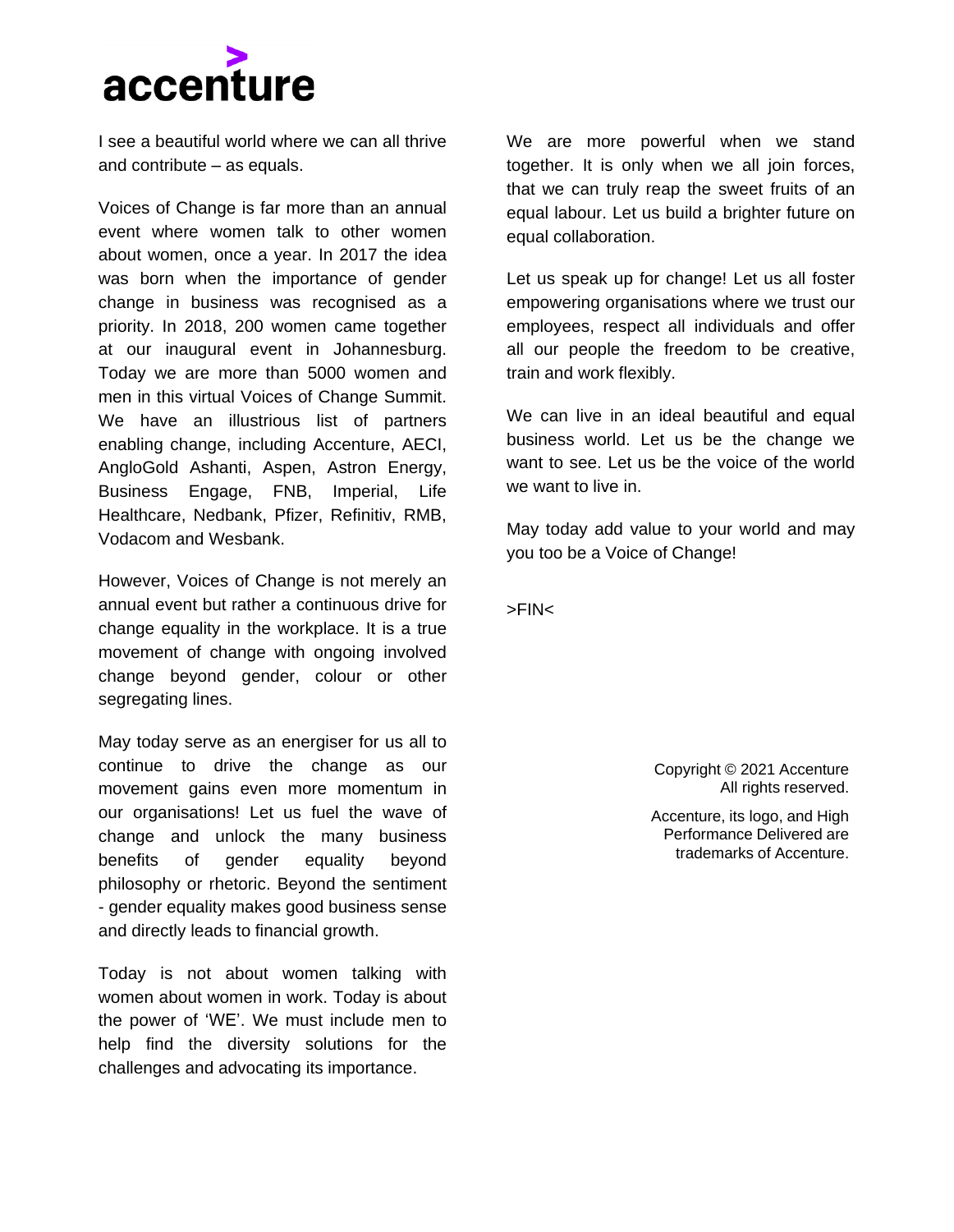accenture

I see a beautiful world where we can all thrive and contribute – as equals.

Voices of Change is far more than an annual event where women talk to other women about women, once a year. In 2017 the idea was born when the importance of gender change in business was recognised as a priority. In 2018, 200 women came together at our inaugural event in Johannesburg. Today we are more than 5000 women and men in this virtual Voices of Change Summit. We have an illustrious list of partners enabling change, including Accenture, AECI, AngloGold Ashanti, Aspen, Astron Energy, Business Engage, FNB, Imperial, Life Healthcare, Nedbank, Pfizer, Refinitiv, RMB, Vodacom and Wesbank.

However, Voices of Change is not merely an annual event but rather a continuous drive for change equality in the workplace. It is a true movement of change with ongoing involved change beyond gender, colour or other segregating lines.

May today serve as an energiser for us all to continue to drive the change as our movement gains even more momentum in our organisations! Let us fuel the wave of change and unlock the many business benefits of gender equality beyond philosophy or rhetoric. Beyond the sentiment - gender equality makes good business sense and directly leads to financial growth.

Today is not about women talking with women about women in work. Today is about the power of 'WE'. We must include men to help find the diversity solutions for the challenges and advocating its importance.

We are more powerful when we stand together. It is only when we all join forces, that we can truly reap the sweet fruits of an equal labour. Let us build a brighter future on equal collaboration.

Let us speak up for change! Let us all foster empowering organisations where we trust our employees, respect all individuals and offer all our people the freedom to be creative, train and work flexibly.

We can live in an ideal beautiful and equal business world. Let us be the change we want to see. Let us be the voice of the world we want to live in.

May today add value to your world and may you too be a Voice of Change!

>FIN<

Copyright © 2021 Accenture
All rights reserved.

Accenture, its logo, and High Performance Delivered are trademarks of Accenture.